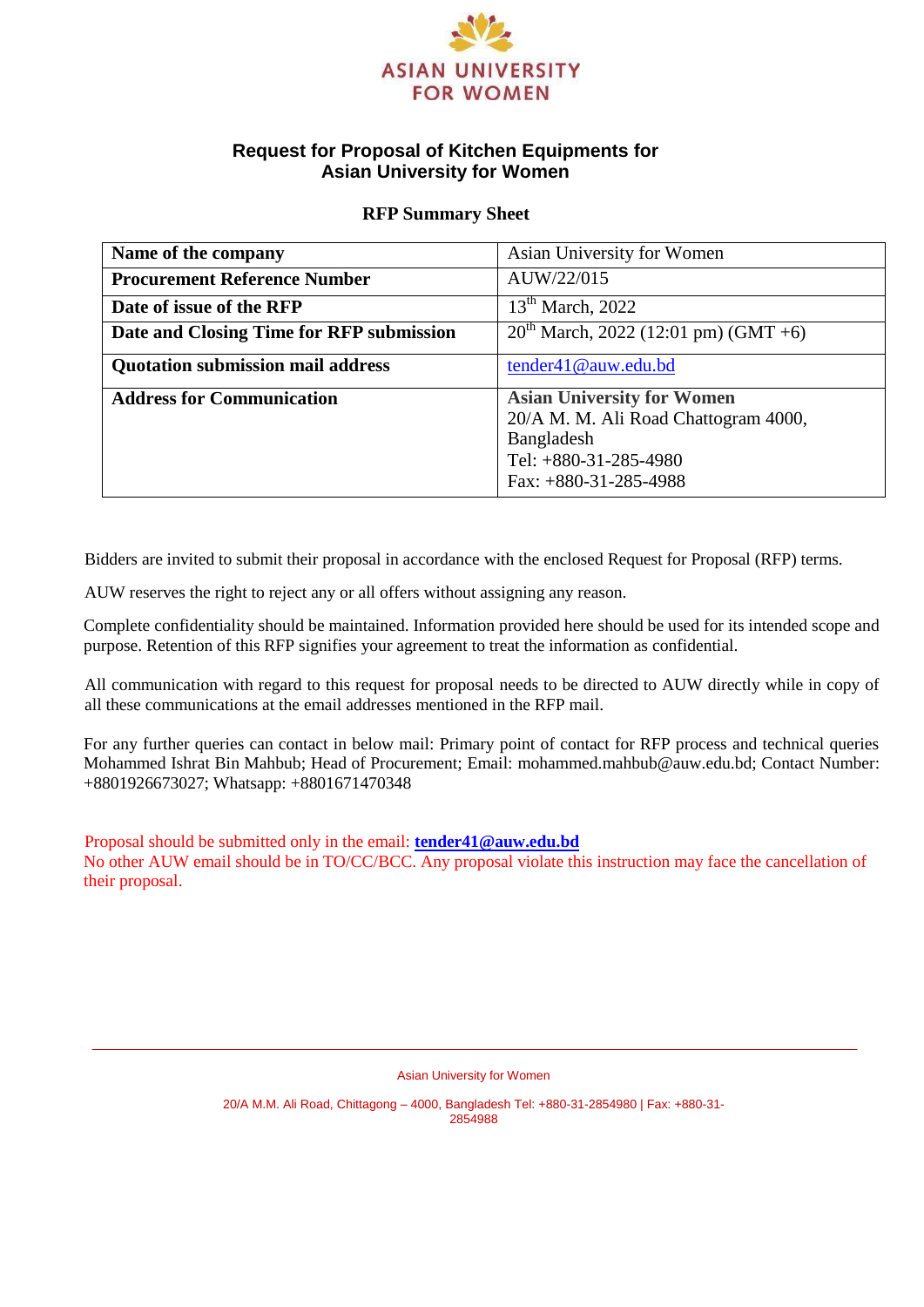ASIAN UNIVERSITY FOR WOMEN

# Request for Proposal of Kitchen Equipments for Asian University for Women

## RFP Summary Sheet

| | |
|---|---|
| **Name of the company** | Asian University for Women |
| **Procurement Reference Number** | AUW/22/015 |
| **Date of issue of the RFP** | 13th March, 2022 |
| **Date and Closing Time for RFP submission** | 20th March, 2022 (12:01 pm) (GMT +6) |
| **Quotation submission mail address** | tender41@auw.edu.bd |
| **Address for Communication** | **Asian University for Women**<br>20/A M. M. Ali Road Chattogram 4000, Bangladesh<br>Tel: +880-31-285-4980<br>Fax: +880-31-285-4988 |

Bidders are invited to submit their proposal in accordance with the enclosed Request for Proposal (RFP) terms.

AUW reserves the right to reject any or all offers without assigning any reason.

Complete confidentiality should be maintained. Information provided here should be used for its intended scope and purpose. Retention of this RFP signifies your agreement to treat the information as confidential.

All communication with regard to this request for proposal needs to be directed to AUW directly while in copy of all these communications at the email addresses mentioned in the RFP mail.

For any further queries can contact in below mail: Primary point of contact for RFP process and technical queries Mohammed Ishrat Bin Mahbub; Head of Procurement; Email: mohammed.mahbub@auw.edu.bd; Contact Number: +8801926673027; Whatsapp: +8801671470348

Proposal should be submitted only in the email: **tender41@auw.edu.bd**
No other AUW email should be in TO/CC/BCC. Any proposal violate this instruction may face the cancellation of their proposal.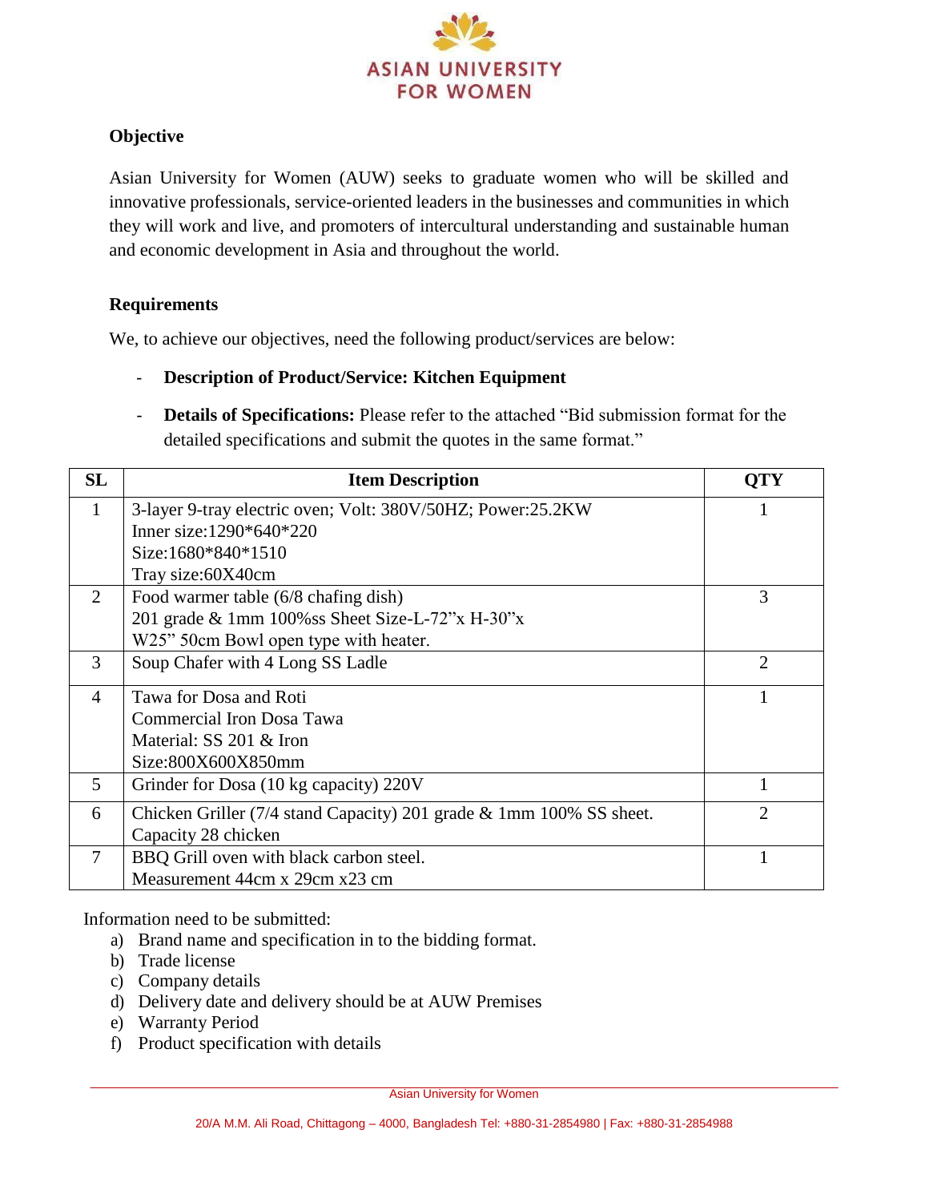ASIAN UNIVERSITY FOR WOMEN

**Objective**

Asian University for Women (AUW) seeks to graduate women who will be skilled and innovative professionals, service-oriented leaders in the businesses and communities in which they will work and live, and promoters of intercultural understanding and sustainable human and economic development in Asia and throughout the world.

**Requirements**

We, to achieve our objectives, need the following product/services are below:

- **Description of Product/Service: Kitchen Equipment**
- **Details of Specifications:** Please refer to the attached "Bid submission format for the detailed specifications and submit the quotes in the same format."

| SL | Item Description | QTY |
|---|---|---|
| 1 | 3-layer 9-tray electric oven; Volt: 380V/50HZ; Power:25.2KW<br>Inner size:1290*640*220<br>Size:1680*840*1510<br>Tray size:60X40cm | 1 |
| 2 | Food warmer table (6/8 chafing dish)<br>201 grade & 1mm 100%ss Sheet Size-L-72"x H-30"x W25" 50cm Bowl open type with heater. | 3 |
| 3 | Soup Chafer with 4 Long SS Ladle | 2 |
| 4 | Tawa for Dosa and Roti<br>Commercial Iron Dosa Tawa<br>Material: SS 201 & Iron<br>Size:800X600X850mm | 1 |
| 5 | Grinder for Dosa (10 kg capacity) 220V | 1 |
| 6 | Chicken Griller (7/4 stand Capacity) 201 grade & 1mm 100% SS sheet. Capacity 28 chicken | 2 |
| 7 | BBQ Grill oven with black carbon steel.<br>Measurement 44cm x 29cm x23 cm | 1 |

Information need to be submitted:

a) Brand name and specification in to the bidding format.
b) Trade license
c) Company details
d) Delivery date and delivery should be at AUW Premises
e) Warranty Period
f) Product specification with details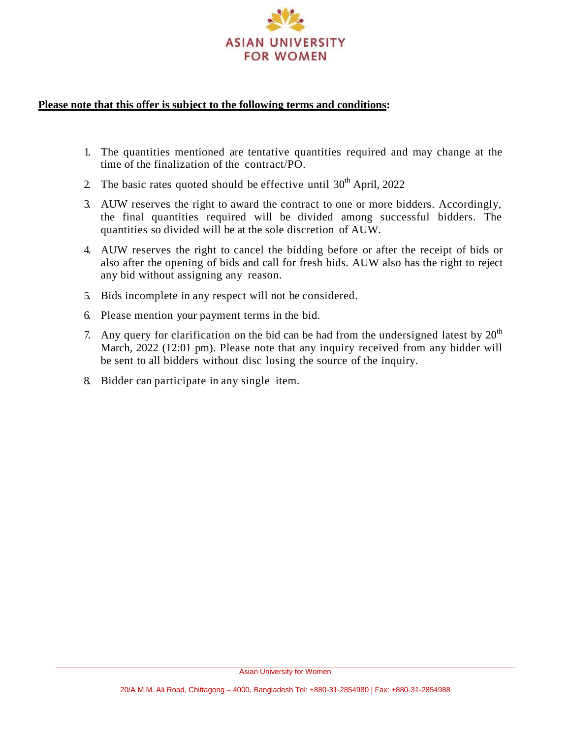**Please note that this offer is subject to the following terms and conditions:**

1. The quantities mentioned are tentative quantities required and may change at the time of the finalization of the contract/PO.
2. The basic rates quoted should be effective until 30th April, 2022
3. AUW reserves the right to award the contract to one or more bidders. Accordingly, the final quantities required will be divided among successful bidders. The quantities so divided will be at the sole discretion of AUW.
4. AUW reserves the right to cancel the bidding before or after the receipt of bids or also after the opening of bids and call for fresh bids. AUW also has the right to reject any bid without assigning any reason.
5. Bids incomplete in any respect will not be considered.
6. Please mention your payment terms in the bid.
7. Any query for clarification on the bid can be had from the undersigned latest by 20th March, 2022 (12:01 pm). Please note that any inquiry received from any bidder will be sent to all bidders without disc losing the source of the inquiry.
8. Bidder can participate in any single item.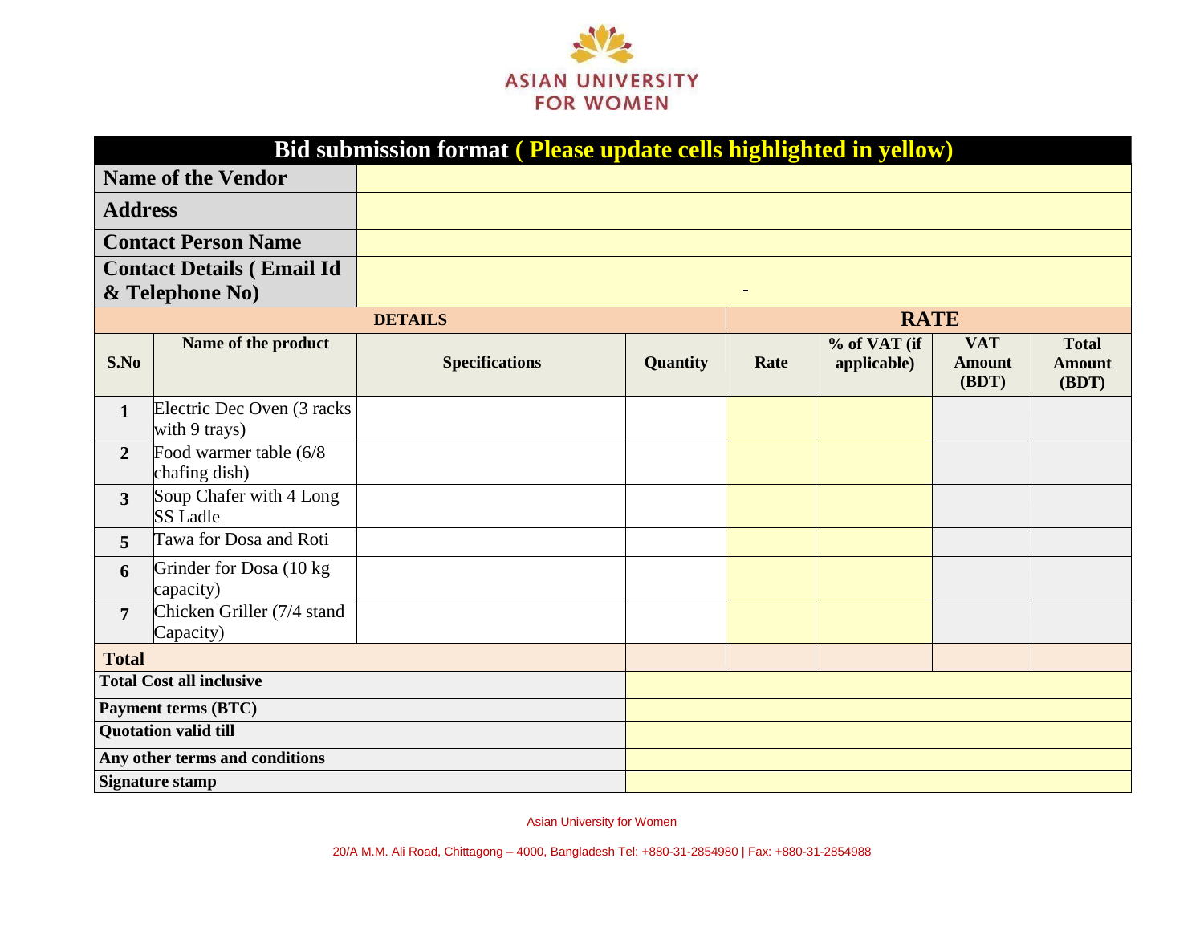ASIAN UNIVERSITY FOR WOMEN

| Bid submission format ( Please update cells highlighted in yellow) | | | | | | | |
|---|---|---|---|---|---|---|---|
| **Name of the Vendor** | | | | | | | |
| **Address** | | | | | | | |
| **Contact Person Name** | | | | | | | |
| **Contact Details ( Email Id & Telephone No)** | | - | | | | | |
| **DETAILS** | | | | **RATE** | | | |
| **S.No** | **Name of the product** | **Specifications** | **Quantity** | **Rate** | **% of VAT (if applicable)** | **VAT Amount (BDT)** | **Total Amount (BDT)** |
| **1** | Electric Dec Oven (3 racks with 9 trays) | | | | | | |
| **2** | Food warmer table (6/8 chafing dish) | | | | | | |
| **3** | Soup Chafer with 4 Long SS Ladle | | | | | | |
| **5** | Tawa for Dosa and Roti | | | | | | |
| **6** | Grinder for Dosa (10 kg capacity) | | | | | | |
| **7** | Chicken Griller (7/4 stand Capacity) | | | | | | |
| **Total** | | | | | | | |
| **Total Cost all inclusive** | | | | | | | |
| **Payment terms (BTC)** | | | | | | | |
| **Quotation valid till** | | | | | | | |
| **Any other terms and conditions** | | | | | | | |
| **Signature stamp** | | | | | | | |

Asian University for Women

20/A M.M. Ali Road, Chittagong – 4000, Bangladesh Tel: +880-31-2854980 | Fax: +880-31-2854988